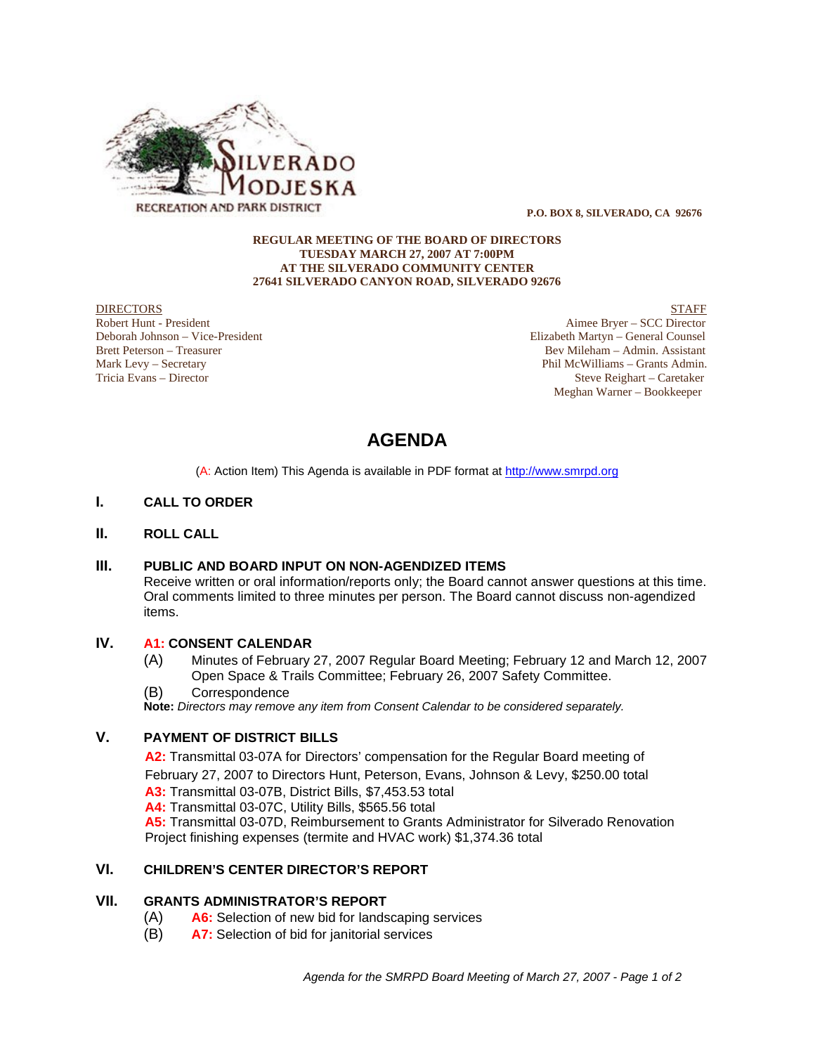SILVERADO MODJESKA
RECREATION AND PARK DISTRICT

**P.O. BOX 8, SILVERADO, CA 92676**

**REGULAR MEETING OF THE BOARD OF DIRECTORS**
**TUESDAY MARCH 27, 2007 AT 7:00PM**
**AT THE SILVERADO COMMUNITY CENTER**
**27641 SILVERADO CANYON ROAD, SILVERADO 92676**

DIRECTORS
Robert Hunt - President
Deborah Johnson – Vice-President
Brett Peterson – Treasurer
Mark Levy – Secretary
Tricia Evans – Director

STAFF
Aimee Bryer – SCC Director
Elizabeth Martyn – General Counsel
Bev Mileham – Admin. Assistant
Phil McWilliams – Grants Admin.
Steve Reighart – Caretaker
Meghan Warner – Bookkeeper

# AGENDA

(A: Action Item) This Agenda is available in PDF format at http://www.smrpd.org

## I. CALL TO ORDER

## II. ROLL CALL

## III. PUBLIC AND BOARD INPUT ON NON-AGENDIZED ITEMS

Receive written or oral information/reports only; the Board cannot answer questions at this time. Oral comments limited to three minutes per person. The Board cannot discuss non-agendized items.

## IV. A1: CONSENT CALENDAR

(A) Minutes of February 27, 2007 Regular Board Meeting; February 12 and March 12, 2007 Open Space & Trails Committee; February 26, 2007 Safety Committee.

(B) Correspondence

**Note:** *Directors may remove any item from Consent Calendar to be considered separately.*

## V. PAYMENT OF DISTRICT BILLS

**A2:** Transmittal 03-07A for Directors' compensation for the Regular Board meeting of February 27, 2007 to Directors Hunt, Peterson, Evans, Johnson & Levy, $250.00 total

**A3:** Transmittal 03-07B, District Bills, $7,453.53 total

**A4:** Transmittal 03-07C, Utility Bills, $565.56 total

**A5:** Transmittal 03-07D, Reimbursement to Grants Administrator for Silverado Renovation Project finishing expenses (termite and HVAC work) $1,374.36 total

## VI. CHILDREN'S CENTER DIRECTOR'S REPORT

## VII. GRANTS ADMINISTRATOR'S REPORT

(A) **A6:** Selection of new bid for landscaping services

(B) **A7:** Selection of bid for janitorial services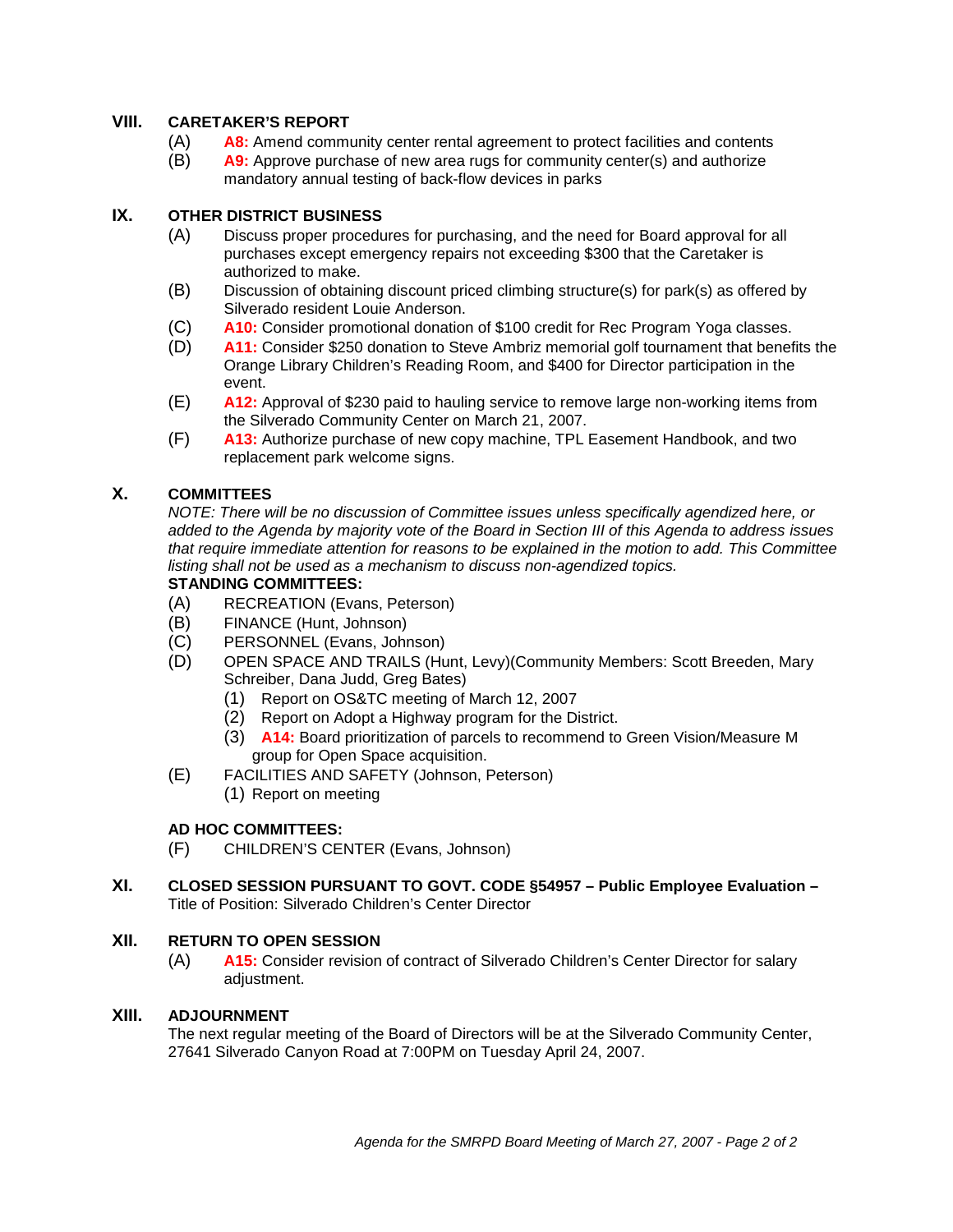## VIII. CARETAKER'S REPORT

(A) **A8:** Amend community center rental agreement to protect facilities and contents

(B) **A9:** Approve purchase of new area rugs for community center(s) and authorize mandatory annual testing of back-flow devices in parks

## IX. OTHER DISTRICT BUSINESS

(A) Discuss proper procedures for purchasing, and the need for Board approval for all purchases except emergency repairs not exceeding $300 that the Caretaker is authorized to make.

(B) Discussion of obtaining discount priced climbing structure(s) for park(s) as offered by Silverado resident Louie Anderson.

(C) **A10:** Consider promotional donation of $100 credit for Rec Program Yoga classes.

(D) **A11:** Consider $250 donation to Steve Ambriz memorial golf tournament that benefits the Orange Library Children's Reading Room, and $400 for Director participation in the event.

(E) **A12:** Approval of $230 paid to hauling service to remove large non-working items from the Silverado Community Center on March 21, 2007.

(F) **A13:** Authorize purchase of new copy machine, TPL Easement Handbook, and two replacement park welcome signs.

## X. COMMITTEES

*NOTE: There will be no discussion of Committee issues unless specifically agendized here, or added to the Agenda by majority vote of the Board in Section III of this Agenda to address issues that require immediate attention for reasons to be explained in the motion to add. This Committee listing shall not be used as a mechanism to discuss non-agendized topics.*

**STANDING COMMITTEES:**

(A) RECREATION (Evans, Peterson)

(B) FINANCE (Hunt, Johnson)

(C) PERSONNEL (Evans, Johnson)

(D) OPEN SPACE AND TRAILS (Hunt, Levy)(Community Members: Scott Breeden, Mary Schreiber, Dana Judd, Greg Bates)

- (1) Report on OS&TC meeting of March 12, 2007
- (2) Report on Adopt a Highway program for the District.
- (3) **A14:** Board prioritization of parcels to recommend to Green Vision/Measure M group for Open Space acquisition.

(E) FACILITIES AND SAFETY (Johnson, Peterson)

- (1) Report on meeting

**AD HOC COMMITTEES:**

(F) CHILDREN'S CENTER (Evans, Johnson)

## XI. CLOSED SESSION PURSUANT TO GOVT. CODE §54957 – Public Employee Evaluation –

Title of Position: Silverado Children's Center Director

## XII. RETURN TO OPEN SESSION

(A) **A15:** Consider revision of contract of Silverado Children's Center Director for salary adjustment.

## XIII. ADJOURNMENT

The next regular meeting of the Board of Directors will be at the Silverado Community Center, 27641 Silverado Canyon Road at 7:00PM on Tuesday April 24, 2007.